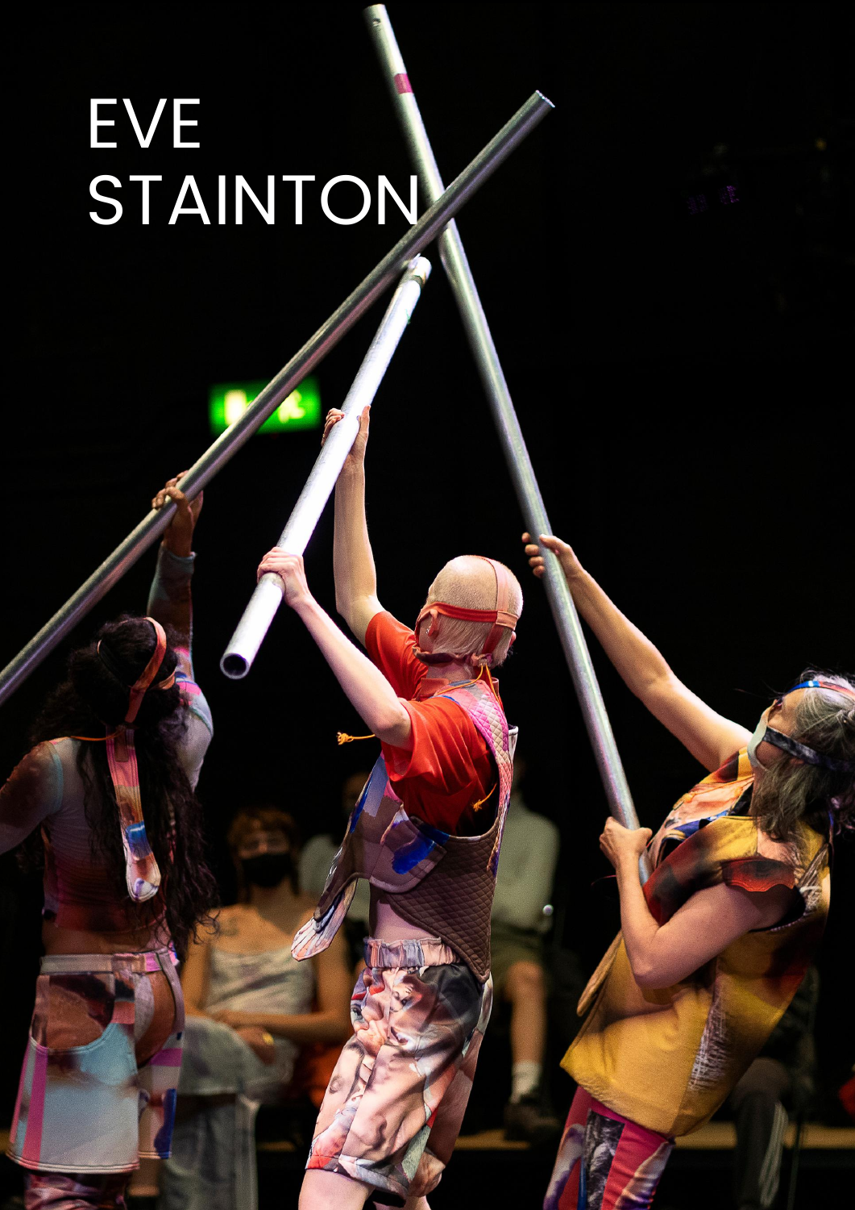# EVE STAINTON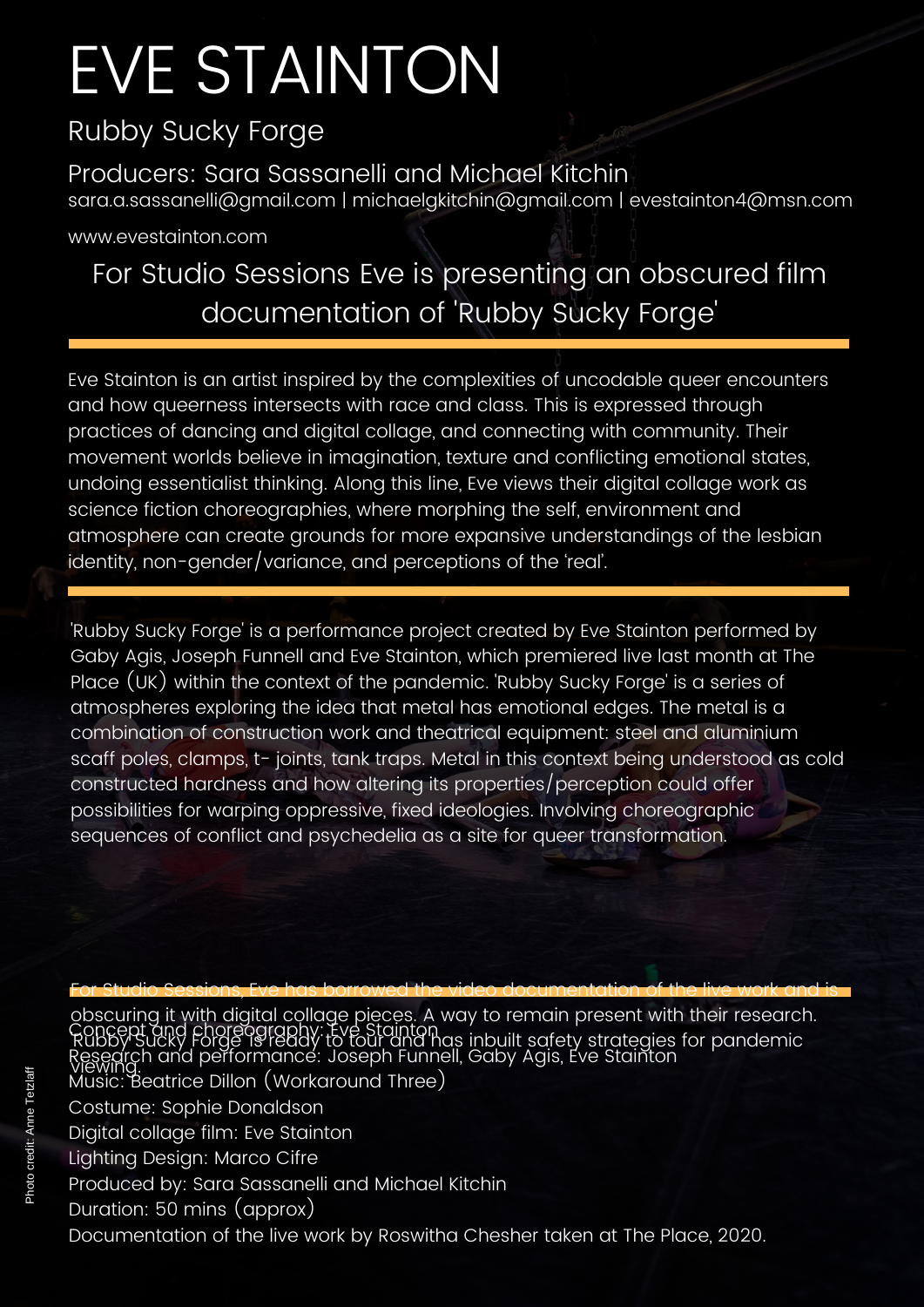# EVE STAINTON

## Rubby Sucky Forge

Producers: Sara Sassanelli and Michael Kitchin

sara.a.sassanelli@gmail.com | michaelgkitchin@gmail.com | evestainton4@msn.com

www.evestainton.com

## For Studio Sessions Eve is presenting an obscured film documentation of 'Rubby Sucky Forge'

Eve Stainton is an artist inspired by the complexities of uncodable queer encounters and how queerness intersects with race and class. This is expressed through practices of dancing and digital collage, and connecting with community. Their movement worlds believe in imagination, texture and conflicting emotional states, undoing essentialist thinking. Along this line, Eve views their digital collage work as science fiction choreographies, where morphing the self, environment and atmosphere can create grounds for more expansive understandings of the lesbian identity, non-gender/variance, and perceptions of the 'real'.

'Rubby Sucky Forge' is a performance project created by Eve Stainton performed by Gaby Agis, Joseph Funnell and Eve Stainton, which premiered live last month at The Place (UK) within the context of the pandemic. 'Rubby Sucky Forge' is a series of atmospheres exploring the idea that metal has emotional edges. The metal is a combination of construction work and theatrical equipment: steel and aluminium scaff poles, clamps, t- joints, tank traps. Metal in this context being understood as cold constructed hardness and how altering its properties/perception could offer possibilities for warping oppressive, fixed ideologies. Involving choreographic sequences of conflict and psychedelia as a site for queer transformation.

For Studio Sessions, Eve has borrowed the video documentation of the live work and is obscuring it with digital collage pieces. A way to remain present with their research. Rubby Sucky Forge is ready to tour and has inbuilt safety strategies for pandemic viewing.

Concept and choreography: Eve Stainton
Research and performance: Joseph Funnell, Gaby Agis, Eve Stainton
Music: Beatrice Dillon (Workaround Three)
Costume: Sophie Donaldson
Digital collage film: Eve Stainton
Lighting Design: Marco Cifre
Produced by: Sara Sassanelli and Michael Kitchin
Duration: 50 mins (approx)
Documentation of the live work by Roswitha Chesher taken at The Place, 2020.

Photo credit: Anne Tetzlaff